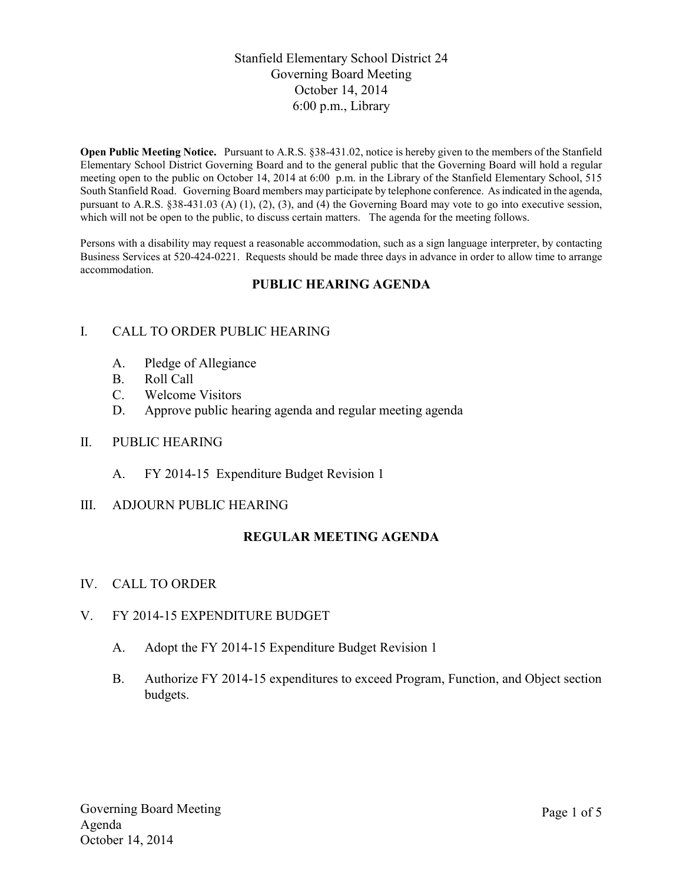# Stanfield Elementary School District 24
## Governing Board Meeting
## October 14, 2014
## 6:00 p.m., Library

**Open Public Meeting Notice.** Pursuant to A.R.S. §38-431.02, notice is hereby given to the members of the Stanfield Elementary School District Governing Board and to the general public that the Governing Board will hold a regular meeting open to the public on October 14, 2014 at 6:00 p.m. in the Library of the Stanfield Elementary School, 515 South Stanfield Road. Governing Board members may participate by telephone conference. As indicated in the agenda, pursuant to A.R.S. §38-431.03 (A) (1), (2), (3), and (4) the Governing Board may vote to go into executive session, which will not be open to the public, to discuss certain matters. The agenda for the meeting follows.

Persons with a disability may request a reasonable accommodation, such as a sign language interpreter, by contacting Business Services at 520-424-0221. Requests should be made three days in advance in order to allow time to arrange accommodation.

## PUBLIC HEARING AGENDA

I. CALL TO ORDER PUBLIC HEARING

  A. Pledge of Allegiance
  B. Roll Call
  C. Welcome Visitors
  D. Approve public hearing agenda and regular meeting agenda

II. PUBLIC HEARING

  A. FY 2014-15 Expenditure Budget Revision 1

III. ADJOURN PUBLIC HEARING

## REGULAR MEETING AGENDA

IV. CALL TO ORDER

V. FY 2014-15 EXPENDITURE BUDGET

  A. Adopt the FY 2014-15 Expenditure Budget Revision 1

  B. Authorize FY 2014-15 expenditures to exceed Program, Function, and Object section budgets.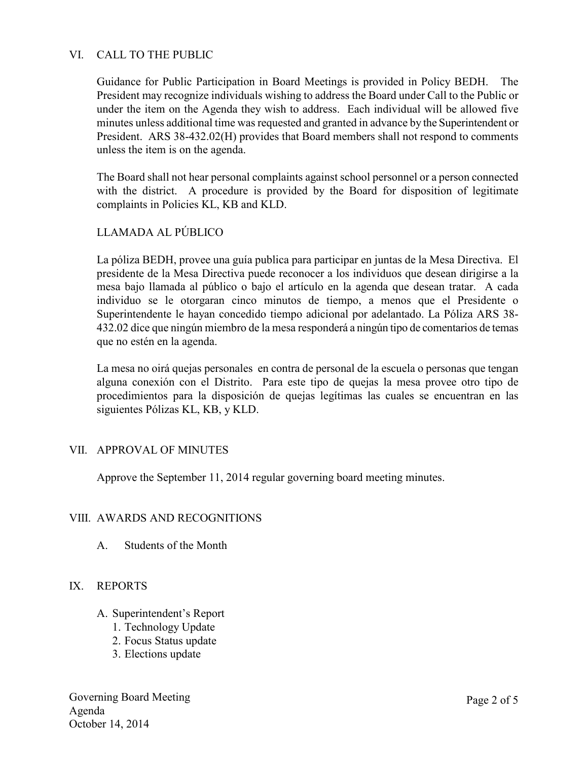## VI. CALL TO THE PUBLIC

Guidance for Public Participation in Board Meetings is provided in Policy BEDH. The President may recognize individuals wishing to address the Board under Call to the Public or under the item on the Agenda they wish to address. Each individual will be allowed five minutes unless additional time was requested and granted in advance by the Superintendent or President. ARS 38-432.02(H) provides that Board members shall not respond to comments unless the item is on the agenda.

The Board shall not hear personal complaints against school personnel or a person connected with the district. A procedure is provided by the Board for disposition of legitimate complaints in Policies KL, KB and KLD.

### LLAMADA AL PÚBLICO

La póliza BEDH, provee una guía publica para participar en juntas de la Mesa Directiva. El presidente de la Mesa Directiva puede reconocer a los individuos que desean dirigirse a la mesa bajo llamada al público o bajo el artículo en la agenda que desean tratar. A cada individuo se le otorgaran cinco minutos de tiempo, a menos que el Presidente o Superintendente le hayan concedido tiempo adicional por adelantado. La Póliza ARS 38-432.02 dice que ningún miembro de la mesa responderá a ningún tipo de comentarios de temas que no estén en la agenda.

La mesa no oirá quejas personales en contra de personal de la escuela o personas que tengan alguna conexión con el Distrito. Para este tipo de quejas la mesa provee otro tipo de procedimientos para la disposición de quejas legítimas las cuales se encuentran en las siguientes Pólizas KL, KB, y KLD.

## VII. APPROVAL OF MINUTES

Approve the September 11, 2014 regular governing board meeting minutes.

## VIII. AWARDS AND RECOGNITIONS

A. Students of the Month

## IX. REPORTS

A. Superintendent's Report
   1. Technology Update
   2. Focus Status update
   3. Elections update

Governing Board Meeting
Agenda
October 14, 2014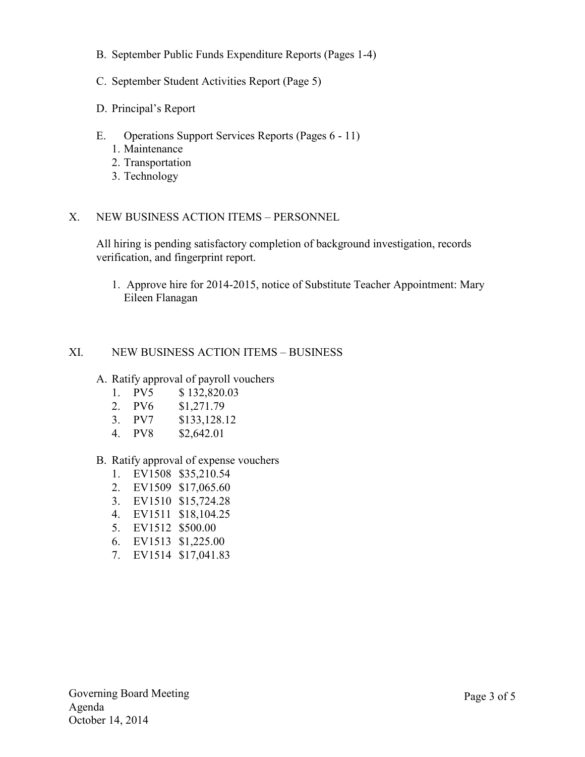B. September Public Funds Expenditure Reports (Pages 1-4)

C. September Student Activities Report (Page 5)

D. Principal's Report

E. Operations Support Services Reports (Pages 6 - 11)
   1. Maintenance
   2. Transportation
   3. Technology

## X. NEW BUSINESS ACTION ITEMS – PERSONNEL

All hiring is pending satisfactory completion of background investigation, records verification, and fingerprint report.

1. Approve hire for 2014-2015, notice of Substitute Teacher Appointment: Mary Eileen Flanagan

## XI. NEW BUSINESS ACTION ITEMS – BUSINESS

A. Ratify approval of payroll vouchers
   1. PV5 $ 132,820.03
   2. PV6 $1,271.79
   3. PV7 $133,128.12
   4. PV8 $2,642.01

B. Ratify approval of expense vouchers
   1. EV1508 $35,210.54
   2. EV1509 $17,065.60
   3. EV1510 $15,724.28
   4. EV1511 $18,104.25
   5. EV1512 $500.00
   6. EV1513 $1,225.00
   7. EV1514 $17,041.83

Governing Board Meeting
Agenda
October 14, 2014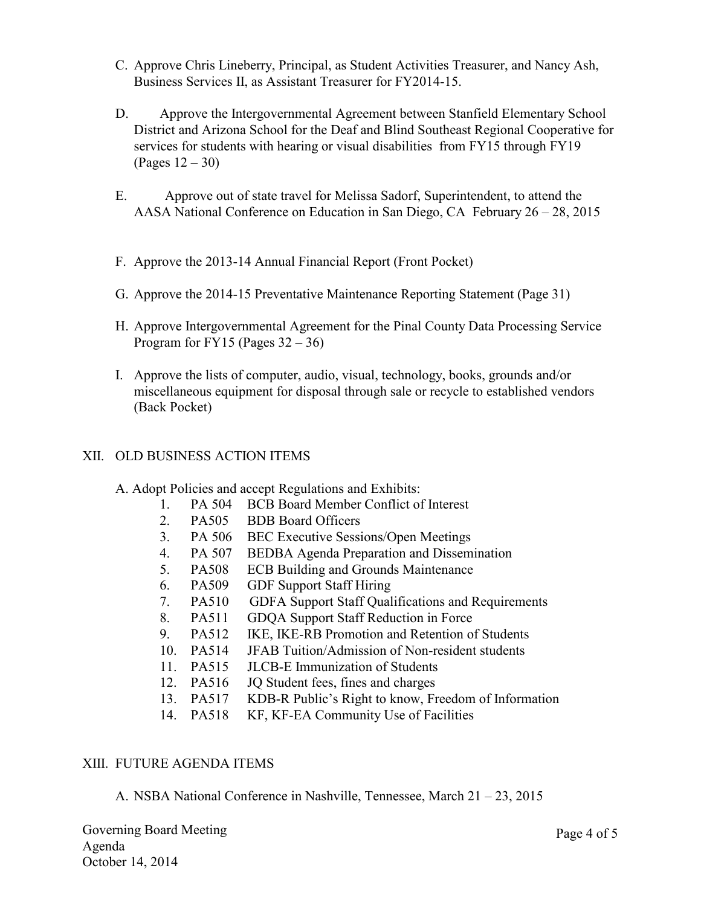C. Approve Chris Lineberry, Principal, as Student Activities Treasurer, and Nancy Ash, Business Services II, as Assistant Treasurer for FY2014-15.

D. Approve the Intergovernmental Agreement between Stanfield Elementary School District and Arizona School for the Deaf and Blind Southeast Regional Cooperative for services for students with hearing or visual disabilities from FY15 through FY19 (Pages 12 – 30)

E. Approve out of state travel for Melissa Sadorf, Superintendent, to attend the AASA National Conference on Education in San Diego, CA February 26 – 28, 2015

F. Approve the 2013-14 Annual Financial Report (Front Pocket)

G. Approve the 2014-15 Preventative Maintenance Reporting Statement (Page 31)

H. Approve Intergovernmental Agreement for the Pinal County Data Processing Service Program for FY15 (Pages 32 – 36)

I. Approve the lists of computer, audio, visual, technology, books, grounds and/or miscellaneous equipment for disposal through sale or recycle to established vendors (Back Pocket)

## XII. OLD BUSINESS ACTION ITEMS

A. Adopt Policies and accept Regulations and Exhibits:

1. PA 504 BCB Board Member Conflict of Interest
2. PA505 BDB Board Officers
3. PA 506 BEC Executive Sessions/Open Meetings
4. PA 507 BEDBA Agenda Preparation and Dissemination
5. PA508 ECB Building and Grounds Maintenance
6. PA509 GDF Support Staff Hiring
7. PA510 GDFA Support Staff Qualifications and Requirements
8. PA511 GDQA Support Staff Reduction in Force
9. PA512 IKE, IKE-RB Promotion and Retention of Students
10. PA514 JFAB Tuition/Admission of Non-resident students
11. PA515 JLCB-E Immunization of Students
12. PA516 JQ Student fees, fines and charges
13. PA517 KDB-R Public's Right to know, Freedom of Information
14. PA518 KF, KF-EA Community Use of Facilities

## XIII. FUTURE AGENDA ITEMS

A. NSBA National Conference in Nashville, Tennessee, March 21 – 23, 2015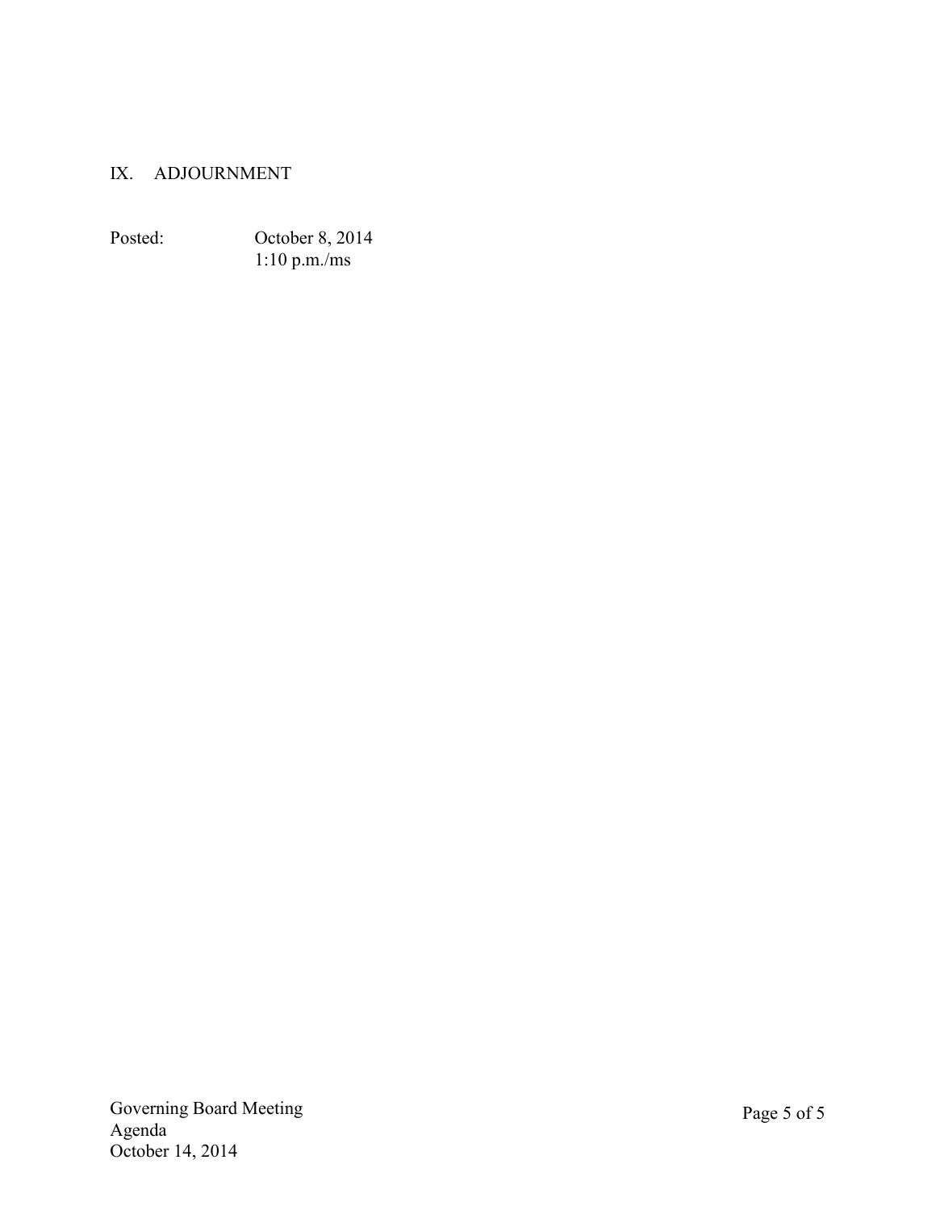## IX. ADJOURNMENT

Posted: October 8, 2014
1:10 p.m./ms